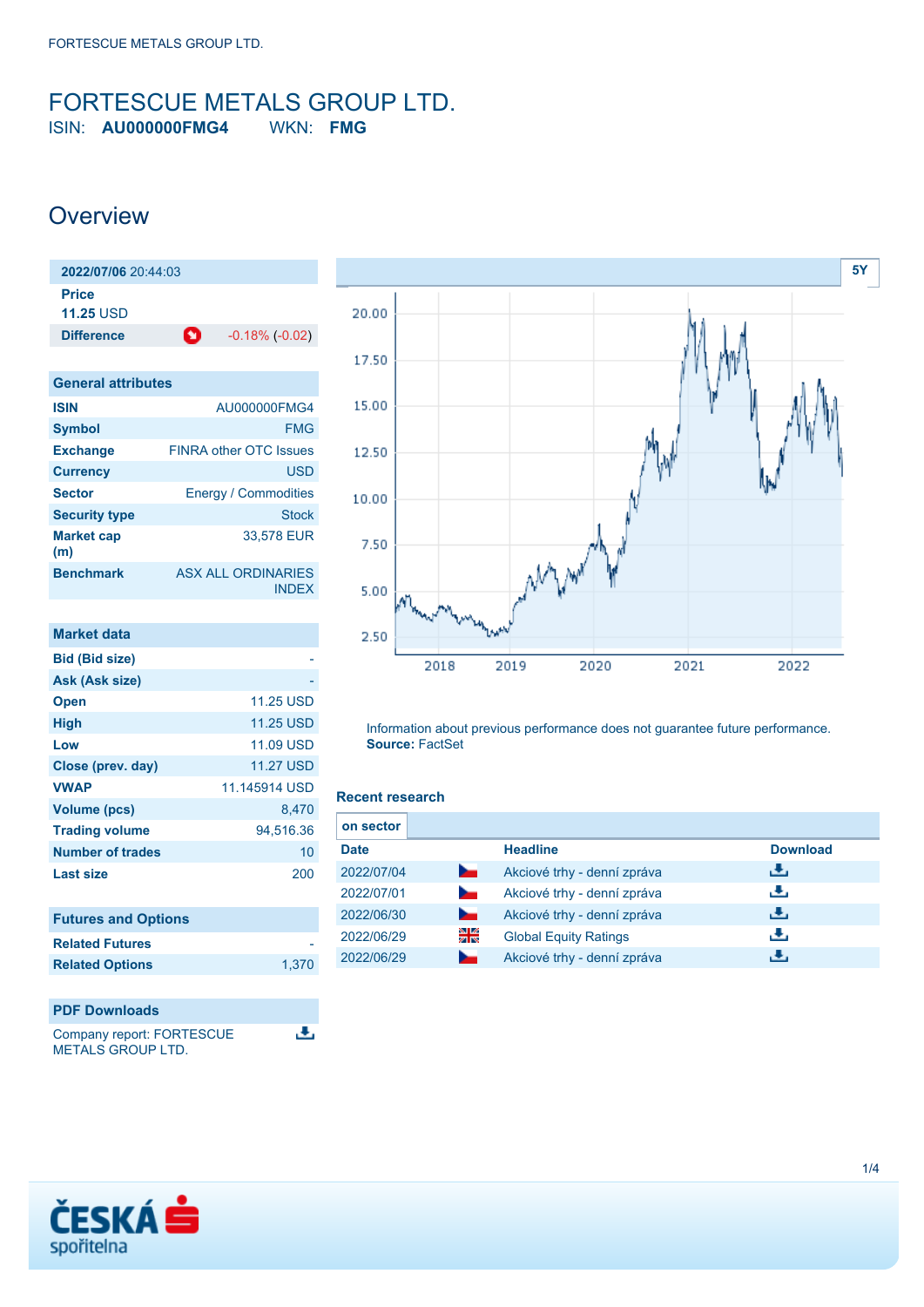# FORTESCUE METALS GROUP LTD.

ISIN: **AU000000FMG4** WKN: **FMG**

## Overview

| 2022/07/06 20:44:03 | |
|---|---|
| Price | |
| **11.25** USD | |
| Difference | -0.18% (-0.02) |

### General attributes

| | |
|---|---|
| ISIN | AU000000FMG4 |
| Symbol | FMG |
| Exchange | FINRA other OTC Issues |
| Currency | USD |
| Sector | Energy / Commodities |
| Security type | Stock |
| Market cap (m) | 33,578 EUR |
| Benchmark | ASX ALL ORDINARIES INDEX |

### Market data

| | |
|---|---|
| Bid (Bid size) | - |
| Ask (Ask size) | - |
| Open | 11.25 USD |
| High | 11.25 USD |
| Low | 11.09 USD |
| Close (prev. day) | 11.27 USD |
| VWAP | 11.145914 USD |
| Volume (pcs) | 8,470 |
| Trading volume | 94,516.36 |
| Number of trades | 10 |
| Last size | 200 |

### Futures and Options

| | |
|---|---|
| Related Futures | - |
| Related Options | 1,370 |

### PDF Downloads

Company report: FORTESCUE METALS GROUP LTD.

5Y

Information about previous performance does not guarantee future performance.
**Source:** FactSet

### Recent research

on sector

| Date | | Headline | Download |
|---|---|---|---|
| 2022/07/04 | | Akciové trhy - denní zpráva | |
| 2022/07/01 | | Akciové trhy - denní zpráva | |
| 2022/06/30 | | Akciové trhy - denní zpráva | |
| 2022/06/29 | | Global Equity Ratings | |
| 2022/06/29 | | Akciové trhy - denní zpráva | |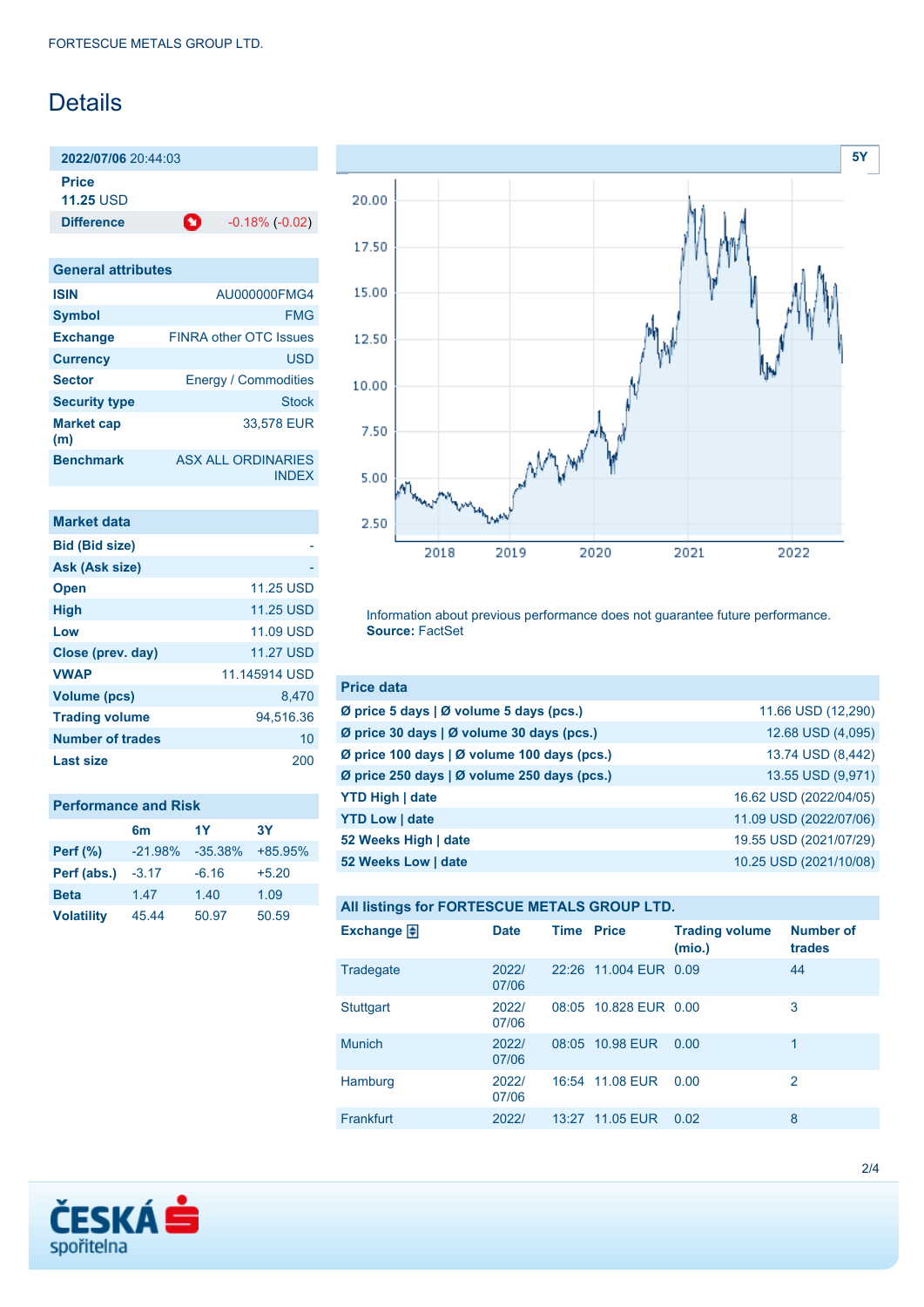FORTESCUE METALS GROUP LTD.

# Details

| 2022/07/06 20:44:03 | |
|---|---|
| **Price** 11.25 USD | |
| **Difference** | -0.18% (-0.02) |

## General attributes

| | |
|---|---|
| **ISIN** | AU000000FMG4 |
| **Symbol** | FMG |
| **Exchange** | FINRA other OTC Issues |
| **Currency** | USD |
| **Sector** | Energy / Commodities |
| **Security type** | Stock |
| **Market cap (m)** | 33,578 EUR |
| **Benchmark** | ASX ALL ORDINARIES INDEX |

## Market data

| | |
|---|---|
| **Bid (Bid size)** | - |
| **Ask (Ask size)** | - |
| **Open** | 11.25 USD |
| **High** | 11.25 USD |
| **Low** | 11.09 USD |
| **Close (prev. day)** | 11.27 USD |
| **VWAP** | 11.145914 USD |
| **Volume (pcs)** | 8,470 |
| **Trading volume** | 94,516.36 |
| **Number of trades** | 10 |
| **Last size** | 200 |

## Performance and Risk

| | 6m | 1Y | 3Y |
|---|---|---|---|
| **Perf (%)** | -21.98% | -35.38% | +85.95% |
| **Perf (abs.)** | -3.17 | -6.16 | +5.20 |
| **Beta** | 1.47 | 1.40 | 1.09 |
| **Volatility** | 45.44 | 50.97 | 50.59 |

Information about previous performance does not guarantee future performance. **Source:** FactSet

## Price data

| | |
|---|---|
| **Ø price 5 days \| Ø volume 5 days (pcs.)** | 11.66 USD (12,290) |
| **Ø price 30 days \| Ø volume 30 days (pcs.)** | 12.68 USD (4,095) |
| **Ø price 100 days \| Ø volume 100 days (pcs.)** | 13.74 USD (8,442) |
| **Ø price 250 days \| Ø volume 250 days (pcs.)** | 13.55 USD (9,971) |
| **YTD High \| date** | 16.62 USD (2022/04/05) |
| **YTD Low \| date** | 11.09 USD (2022/07/06) |
| **52 Weeks High \| date** | 19.55 USD (2021/07/29) |
| **52 Weeks Low \| date** | 10.25 USD (2021/10/08) |

## All listings for FORTESCUE METALS GROUP LTD.

| Exchange | Date | Time | Price | Trading volume (mio.) | Number of trades |
|---|---|---|---|---|---|
| Tradegate | 2022/07/06 | 22:26 | 11.004 EUR | 0.09 | 44 |
| Stuttgart | 2022/07/06 | 08:05 | 10.828 EUR | 0.00 | 3 |
| Munich | 2022/07/06 | 08:05 | 10.98 EUR | 0.00 | 1 |
| Hamburg | 2022/07/06 | 16:54 | 11.08 EUR | 0.00 | 2 |
| Frankfurt | 2022/ | 13:27 | 11.05 EUR | 0.02 | 8 |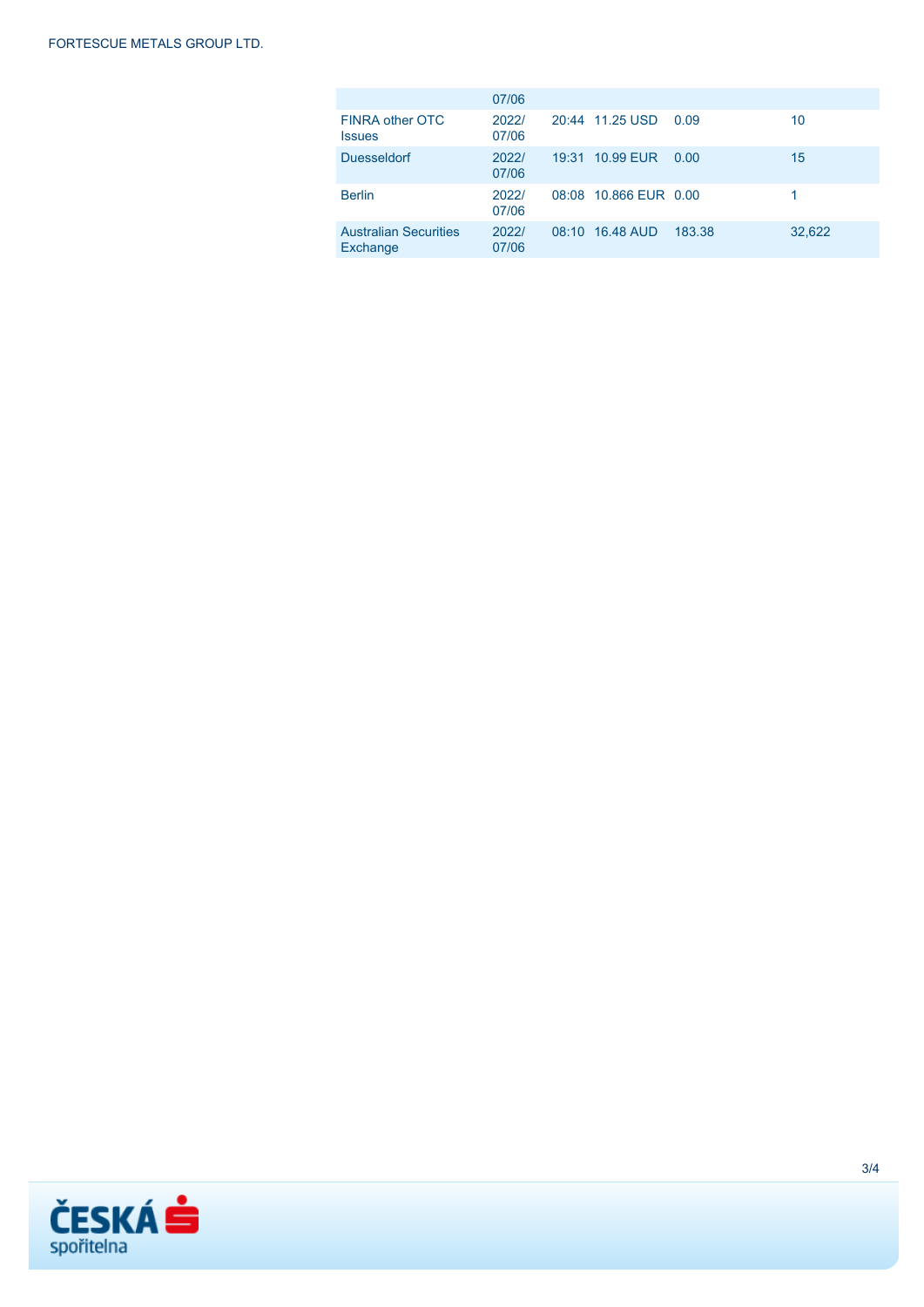| | | | | | |
|---|---|---|---|---|---|
| | 07/06 | | | | |
| FINRA other OTC Issues | 2022/ 07/06 | 20:44 | 11.25 USD | 0.09 | 10 |
| Duesseldorf | 2022/ 07/06 | 19:31 | 10.99 EUR | 0.00 | 15 |
| Berlin | 2022/ 07/06 | 08:08 | 10.866 EUR | 0.00 | 1 |
| Australian Securities Exchange | 2022/ 07/06 | 08:10 | 16.48 AUD | 183.38 | 32,622 |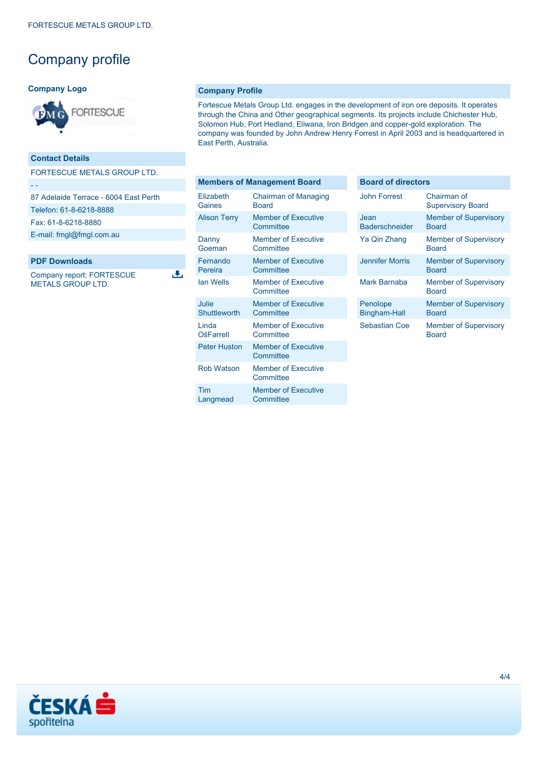# Company profile

### Company Logo

### Contact Details

| |
|---|
| FORTESCUE METALS GROUP LTD. |
| - - |
| 87 Adelaide Terrace - 6004 East Perth |
| Telefon: 61-8-6218-8888 |
| Fax: 61-8-6218-8880 |
| E-mail: fmgl@fmgl.com.au |

### PDF Downloads

Company report: FORTESCUE METALS GROUP LTD.

### Company Profile

Fortescue Metals Group Ltd. engages in the development of iron ore deposits. It operates through the China and Other geographical segments. Its projects include Chichester Hub, Solomon Hub, Port Hedland, Eliwana, Iron Bridgen and copper-gold exploration. The company was founded by John Andrew Henry Forrest in April 2003 and is headquartered in East Perth, Australia.

### Members of Management Board

| | |
|---|---|
| Elizabeth Gaines | Chairman of Managing Board |
| Alison Terry | Member of Executive Committee |
| Danny Goeman | Member of Executive Committee |
| Fernando Pereira | Member of Executive Committee |
| Ian Wells | Member of Executive Committee |
| Julie Shuttleworth | Member of Executive Committee |
| Linda OšFarrell | Member of Executive Committee |
| Peter Huston | Member of Executive Committee |
| Rob Watson | Member of Executive Committee |
| Tim Langmead | Member of Executive Committee |

### Board of directors

| | |
|---|---|
| John Forrest | Chairman of Supervisory Board |
| Jean Baderschneider | Member of Supervisory Board |
| Ya Qin Zhang | Member of Supervisory Board |
| Jennifer Morris | Member of Supervisory Board |
| Mark Barnaba | Member of Supervisory Board |
| Penelope Bingham-Hall | Member of Supervisory Board |
| Sebastian Coe | Member of Supervisory Board |